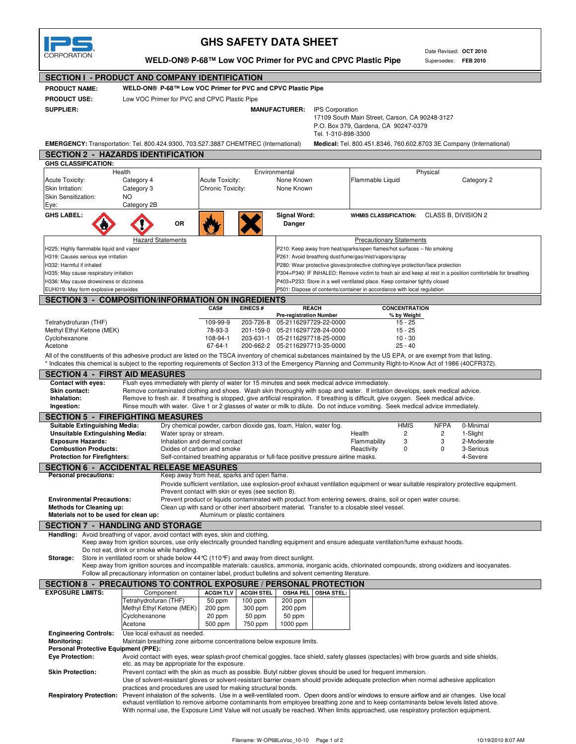# GHS SAFETY DATA SHEET

**WELD-ON® P-68™ Low VOC Primer for PVC and CPVC Plastic Pipe**

Date Revised: **OCT 2010**
Supersedes: **FEB 2010**

## SECTION I - PRODUCT AND COMPANY IDENTIFICATION

**PRODUCT NAME:** **WELD-ON® P-68™ Low VOC Primer for PVC and CPVC Plastic Pipe**

**PRODUCT USE:** Low VOC Primer for PVC and CPVC Plastic Pipe

**SUPPLIER:**

**MANUFACTURER:** IPS Corporation
17109 South Main Street, Carson, CA 90248-3127
P.O. Box 379, Gardena, CA 90247-0379
Tel. 1-310-898-3300

**EMERGENCY:** Transportation: Tel. 800.424.9300, 703.527.3887 CHEMTREC (International)

**Medical:** Tel. 800.451.8346, 760.602.8703 3E Company (International)

## SECTION 2 - HAZARDS IDENTIFICATION

**GHS CLASSIFICATION:**

| Health | | Environmental | | Physical | |
|---|---|---|---|---|---|
| Acute Toxicity: | Category 4 | Acute Toxicity: | None Known | Flammable Liquid | Category 2 |
| Skin Irritation: | Category 3 | Chronic Toxicity: | None Known | | |
| Skin Sensitization: | NO | | | | |
| Eye: | Category 2B | | | | |

**GHS LABEL:** OR

**Signal Word:** **Danger**

**WHMIS CLASSIFICATION:** CLASS B, DIVISION 2

| Hazard Statements | Precautionary Statements |
|---|---|
| H225: Highly flammable liquid and vapor | P210: Keep away from heat/sparks/open flames/hot surfaces – No smoking |
| H319: Causes serious eye irritation | P261: Avoid breathing dust/fume/gas/mist/vapors/spray |
| H332: Harmful if inhaled | P280: Wear protective gloves/protective clothing/eye protection/face protection |
| H335: May cause respiratory irritation | P304+P340: IF INHALED: Remove victim to fresh air and keep at rest in a position comfortable for breathing |
| H336: May cause drowsiness or dizziness | P403+P233: Store in a well ventilated place. Keep container tightly closed |
| EUH019: May form explosive peroxides | P501: Dispose of contents/container in accordance with local regulation |

## SECTION 3 - COMPOSITION/INFORMATION ON INGREDIENTS

| | CAS# | EINECS # | REACH Pre-registration Number | CONCENTRATION % by Weight |
|---|---|---|---|---|
| Tetrahydrofuran (THF) | 109-99-9 | 203-726-8 | 05-2116297729-22-0000 | 15 - 25 |
| Methyl Ethyl Ketone (MEK) | 78-93-3 | 201-159-0 | 05-2116297728-24-0000 | 15 - 25 |
| Cyclohexanone | 108-94-1 | 203-631-1 | 05-2116297718-25-0000 | 10 - 30 |
| Acetone | 67-64-1 | 200-662-2 | 05-2116297713-35-0000 | 25 - 40 |

All of the constituents of this adhesive product are listed on the TSCA inventory of chemical substances maintained by the US EPA, or are exempt from that listing.
\* Indicates this chemical is subject to the reporting requirements of Section 313 of the Emergency Planning and Community Right-to-Know Act of 1986 (40CFR372).

## SECTION 4 - FIRST AID MEASURES

**Contact with eyes:** Flush eyes immediately with plenty of water for 15 minutes and seek medical advice immediately.
**Skin contact:** Remove contaminated clothing and shoes. Wash skin thoroughly with soap and water. If irritation develops, seek medical advice.
**Inhalation:** Remove to fresh air. If breathing is stopped, give artificial respiration. If breathing is difficult, give oxygen. Seek medical advice.
**Ingestion:** Rinse mouth with water. Give 1 or 2 glasses of water or milk to dilute. Do not induce vomiting. Seek medical advice immediately.

## SECTION 5 - FIREFIGHTING MEASURES

**Suitable Extinguishing Media:** Dry chemical powder, carbon dioxide gas, foam, Halon, water fog.
**Unsuitable Extinguishing Media:** Water spray or stream.
**Exposure Hazards:** Inhalation and dermal contact
**Combustion Products:** Oxides of carbon and smoke
**Protection for Firefighters:** Self-contained breathing apparatus or full-face positive pressure airline masks.

| | HMIS | NFPA | |
|---|---|---|---|
| | | | 0-Minimal |
| Health | 2 | 2 | 1-Slight |
| Flammability | 3 | 3 | 2-Moderate |
| Reactivity | 0 | 0 | 3-Serious |
| | | | 4-Severe |

## SECTION 6 - ACCIDENTAL RELEASE MEASURES

**Personal precautions:** Keep away from heat, sparks and open flame.
Provide sufficient ventilation, use explosion-proof exhaust ventilation equipment or wear suitable respiratory protective equipment.
Prevent contact with skin or eyes (see section 8).
**Environmental Precautions:** Prevent product or liquids contaminated with product from entering sewers, drains, soil or open water course.
**Methods for Cleaning up:** Clean up with sand or other inert absorbent material. Transfer to a closable steel vessel.
**Materials not to be used for clean up:** Aluminum or plastic containers

## SECTION 7 - HANDLING AND STORAGE

**Handling:** Avoid breathing of vapor, avoid contact with eyes, skin and clothing.
Keep away from ignition sources, use only electrically grounded handling equipment and ensure adequate ventilation/fume exhaust hoods.
Do not eat, drink or smoke while handling.
**Storage:** Store in ventilated room or shade below 44°C (110°F) and away from direct sunlight.
Keep away from ignition sources and incompatible materials: caustics, ammonia, inorganic acids, chlorinated compounds, strong oxidizers and isocyanates.
Follow all precautionary information on container label, product bulletins and solvent cementing literature.

## SECTION 8 - PRECAUTIONS TO CONTROL EXPOSURE / PERSONAL PROTECTION

**EXPOSURE LIMITS:**

| Component | ACGIH TLV | ACGIH STEL | OSHA PEL | OSHA STEL: |
|---|---|---|---|---|
| Tetrahydrofuran (THF) | 50 ppm | 100 ppm | 200 ppm | |
| Methyl Ethyl Ketone (MEK) | 200 ppm | 300 ppm | 200 ppm | |
| Cyclohexanone | 20 ppm | 50 ppm | 50 ppm | |
| Acetone | 500 ppm | 750 ppm | 1000 ppm | |

**Engineering Controls:** Use local exhaust as needed.
**Monitoring:** Maintain breathing zone airborne concentrations below exposure limits.
**Personal Protective Equipment (PPE):**
**Eye Protection:** Avoid contact with eyes, wear splash-proof chemical goggles, face shield, safety glasses (spectacles) with brow guards and side shields, etc. as may be appropriate for the exposure.
**Skin Protection:** Prevent contact with the skin as much as possible. Butyl rubber gloves should be used for frequent immersion.
Use of solvent-resistant gloves or solvent-resistant barrier cream should provide adequate protection when normal adhesive application practices and procedures are used for making structural bonds.
**Respiratory Protection:** Prevent inhalation of the solvents. Use in a well-ventilated room. Open doors and/or windows to ensure airflow and air changes. Use local exhaust ventilation to remove airborne contaminants from employee breathing zone and to keep contaminants below levels listed above.
With normal use, the Exposure Limit Value will not usually be reached. When limits approached, use respiratory protection equipment.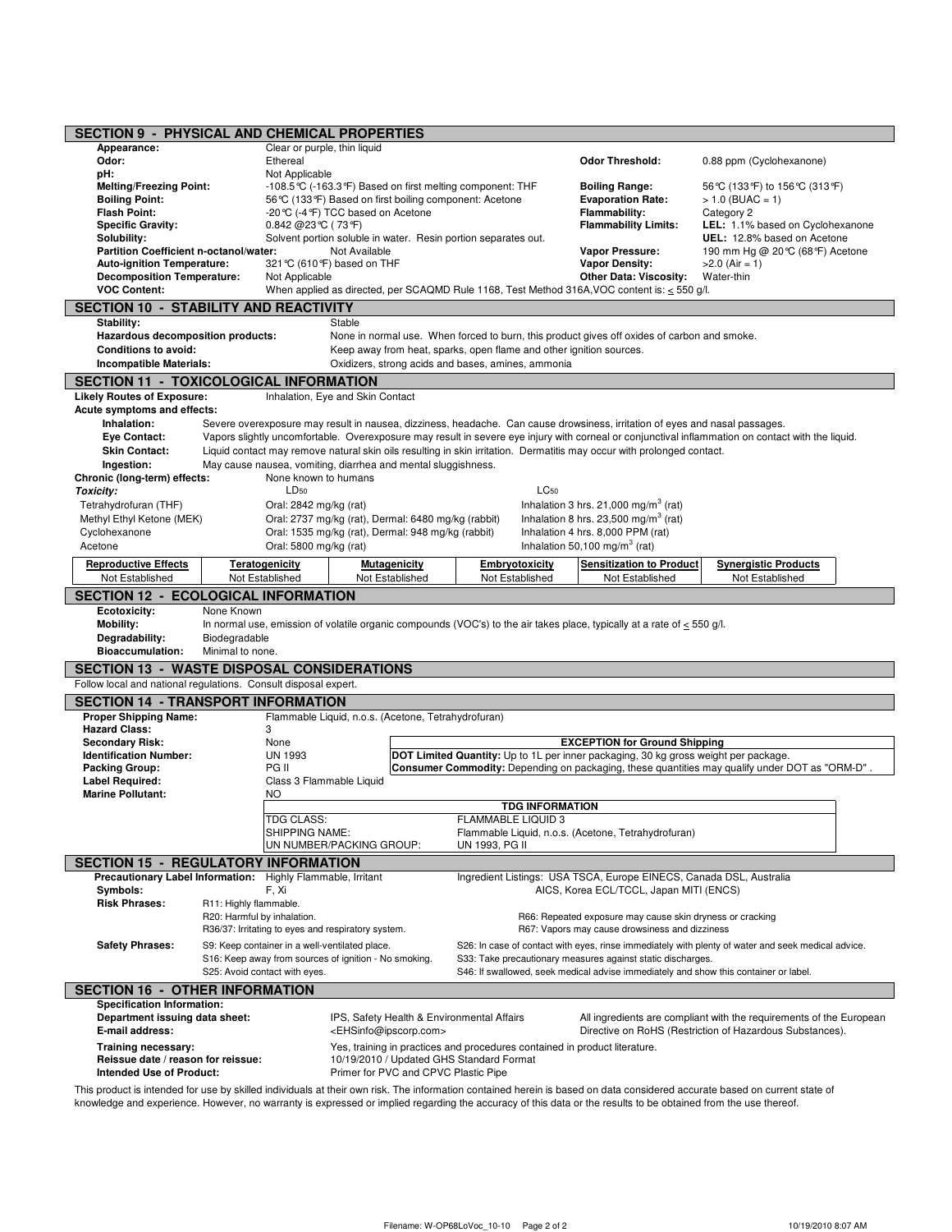## SECTION 9 - PHYSICAL AND CHEMICAL PROPERTIES

| | | | |
|---|---|---|---|
| **Appearance:** | Clear or purple, thin liquid | | |
| **Odor:** | Ethereal | **Odor Threshold:** | 0.88 ppm (Cyclohexanone) |
| **pH:** | Not Applicable | | |
| **Melting/Freezing Point:** | -108.5°C (-163.3°F) Based on first melting component: THF | **Boiling Range:** | 56°C (133°F) to 156°C (313°F) |
| **Boiling Point:** | 56°C (133°F) Based on first boiling component: Acetone | **Evaporation Rate:** | > 1.0 (BUAC = 1) |
| **Flash Point:** | -20°C (-4°F) TCC based on Acetone | **Flammability:** | Category 2 |
| **Specific Gravity:** | 0.842 @23°C ( 73°F) | **Flammability Limits:** | **LEL:** 1.1% based on Cyclohexanone |
| **Solubility:** | Solvent portion soluble in water. Resin portion separates out. | | **UEL:** 12.8% based on Acetone |
| **Partition Coefficient n-octanol/water:** | Not Available | **Vapor Pressure:** | 190 mm Hg @ 20°C (68°F) Acetone |
| **Auto-ignition Temperature:** | 321°C (610°F) based on THF | **Vapor Density:** | >2.0 (Air = 1) |
| **Decomposition Temperature:** | Not Applicable | **Other Data: Viscosity:** | Water-thin |
| **VOC Content:** | When applied as directed, per SCAQMD Rule 1168, Test Method 316A,VOC content is: ≤ 550 g/l. | | |

## SECTION 10 - STABILITY AND REACTIVITY

**Stability:** Stable

**Hazardous decomposition products:** None in normal use. When forced to burn, this product gives off oxides of carbon and smoke.

**Conditions to avoid:** Keep away from heat, sparks, open flame and other ignition sources.

**Incompatible Materials:** Oxidizers, strong acids and bases, amines, ammonia

## SECTION 11 - TOXICOLOGICAL INFORMATION

**Likely Routes of Exposure:** Inhalation, Eye and Skin Contact

**Acute symptoms and effects:**

**Inhalation:** Severe overexposure may result in nausea, dizziness, headache. Can cause drowsiness, irritation of eyes and nasal passages.

**Eye Contact:** Vapors slightly uncomfortable. Overexposure may result in severe eye injury with corneal or conjunctival inflammation on contact with the liquid.

**Skin Contact:** Liquid contact may remove natural skin oils resulting in skin irritation. Dermatitis may occur with prolonged contact.

**Ingestion:** May cause nausea, vomiting, diarrhea and mental sluggishness.

**Chronic (long-term) effects:** None known to humans

| *Toxicity:* | $LD_{50}$ | $LC_{50}$ |
|---|---|---|
| Tetrahydrofuran (THF) | Oral: 2842 mg/kg (rat) | Inhalation 3 hrs. 21,000 mg/m$^3$ (rat) |
| Methyl Ethyl Ketone (MEK) | Oral: 2737 mg/kg (rat), Dermal: 6480 mg/kg (rabbit) | Inhalation 8 hrs. 23,500 mg/m$^3$ (rat) |
| Cyclohexanone | Oral: 1535 mg/kg (rat), Dermal: 948 mg/kg (rabbit) | Inhalation 4 hrs. 8,000 PPM (rat) |
| Acetone | Oral: 5800 mg/kg (rat) | Inhalation 50,100 mg/m$^3$ (rat) |

| Reproductive Effects | Teratogenicity | Mutagenicity | Embryotoxicity | Sensitization to Product | Synergistic Products |
|---|---|---|---|---|---|
| Not Established | Not Established | Not Established | Not Established | Not Established | Not Established |

## SECTION 12 - ECOLOGICAL INFORMATION

**Ecotoxicity:** None Known

**Mobility:** In normal use, emission of volatile organic compounds (VOC's) to the air takes place, typically at a rate of ≤ 550 g/l.

**Degradability:** Biodegradable

**Bioaccumulation:** Minimal to none.

## SECTION 13 - WASTE DISPOSAL CONSIDERATIONS

Follow local and national regulations. Consult disposal expert.

## SECTION 14 - TRANSPORT INFORMATION

**Proper Shipping Name:** Flammable Liquid, n.o.s. (Acetone, Tetrahydrofuran)

**Hazard Class:** 3

**Secondary Risk:** None

**Identification Number:** UN 1993

**Packing Group:** PG II

**Label Required:** Class 3 Flammable Liquid

**Marine Pollutant:** NO

**EXCEPTION for Ground Shipping**

**DOT Limited Quantity:** Up to 1L per inner packaging, 30 kg gross weight per package.

**Consumer Commodity:** Depending on packaging, these quantities may qualify under DOT as "ORM-D" .

| TDG INFORMATION | |
|---|---|
| TDG CLASS: | FLAMMABLE LIQUID 3 |
| SHIPPING NAME: | Flammable Liquid, n.o.s. (Acetone, Tetrahydrofuran) |
| UN NUMBER/PACKING GROUP: | UN 1993, PG II |

## SECTION 15 - REGULATORY INFORMATION

**Precautionary Label Information:** Highly Flammable, Irritant

Ingredient Listings: USA TSCA, Europe EINECS, Canada DSL, Australia AICS, Korea ECL/TCCL, Japan MITI (ENCS)

**Symbols:** F, Xi

**Risk Phrases:**
- R11: Highly flammable.
- R20: Harmful by inhalation.
- R36/37: Irritating to eyes and respiratory system.
- R66: Repeated exposure may cause skin dryness or cracking
- R67: Vapors may cause drowsiness and dizziness

**Safety Phrases:**
- S9: Keep container in a well-ventilated place.
- S16: Keep away from sources of ignition - No smoking.
- S25: Avoid contact with eyes.
- S26: In case of contact with eyes, rinse immediately with plenty of water and seek medical advice.
- S33: Take precautionary measures against static discharges.
- S46: If swallowed, seek medical advise immediately and show this container or label.

## SECTION 16 - OTHER INFORMATION

**Specification Information:**

**Department issuing data sheet:** IPS, Safety Health & Environmental Affairs

**E-mail address:** <EHSinfo@ipscorp.com>

All ingredients are compliant with the requirements of the European Directive on RoHS (Restriction of Hazardous Substances).

**Training necessary:** Yes, training in practices and procedures contained in product literature.

**Reissue date / reason for reissue:** 10/19/2010 / Updated GHS Standard Format

**Intended Use of Product:** Primer for PVC and CPVC Plastic Pipe

This product is intended for use by skilled individuals at their own risk. The information contained herein is based on data considered accurate based on current state of knowledge and experience. However, no warranty is expressed or implied regarding the accuracy of this data or the results to be obtained from the use thereof.